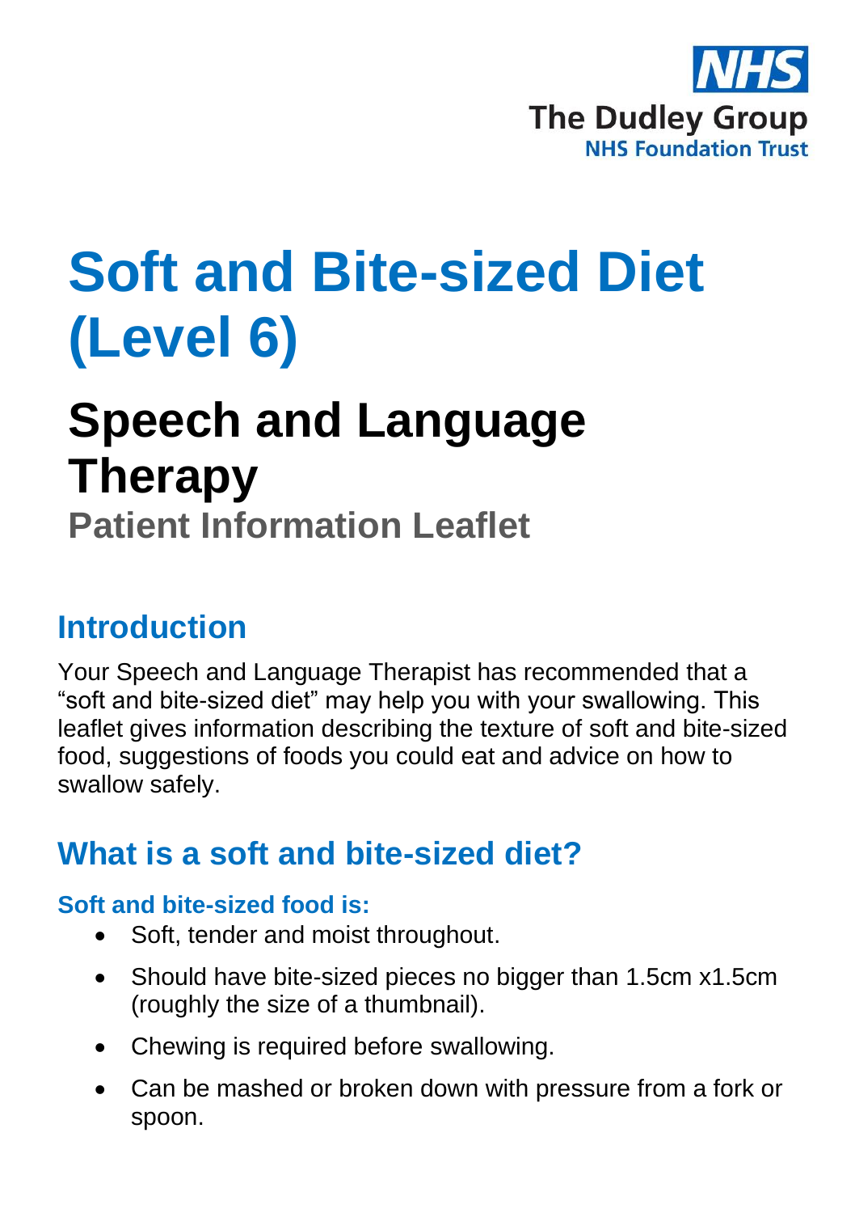NHS
The Dudley Group
NHS Foundation Trust

# Soft and Bite-sized Diet (Level 6)

# Speech and Language Therapy

### Patient Information Leaflet

## Introduction

Your Speech and Language Therapist has recommended that a "soft and bite-sized diet" may help you with your swallowing. This leaflet gives information describing the texture of soft and bite-sized food, suggestions of foods you could eat and advice on how to swallow safely.

## What is a soft and bite-sized diet?

### Soft and bite-sized food is:

- Soft, tender and moist throughout.
- Should have bite-sized pieces no bigger than 1.5cm x1.5cm (roughly the size of a thumbnail).
- Chewing is required before swallowing.
- Can be mashed or broken down with pressure from a fork or spoon.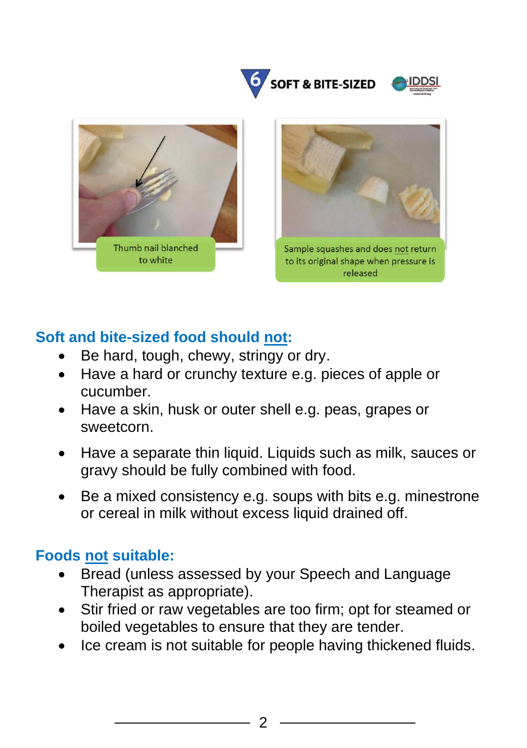6 SOFT & BITE-SIZED

Thumb nail blanched to white

Sample squashes and does not return to its original shape when pressure is released

### Soft and bite-sized food should not:

- Be hard, tough, chewy, stringy or dry.
- Have a hard or crunchy texture e.g. pieces of apple or cucumber.
- Have a skin, husk or outer shell e.g. peas, grapes or sweetcorn.
- Have a separate thin liquid. Liquids such as milk, sauces or gravy should be fully combined with food.
- Be a mixed consistency e.g. soups with bits e.g. minestrone or cereal in milk without excess liquid drained off.

### Foods not suitable:

- Bread (unless assessed by your Speech and Language Therapist as appropriate).
- Stir fried or raw vegetables are too firm; opt for steamed or boiled vegetables to ensure that they are tender.
- Ice cream is not suitable for people having thickened fluids.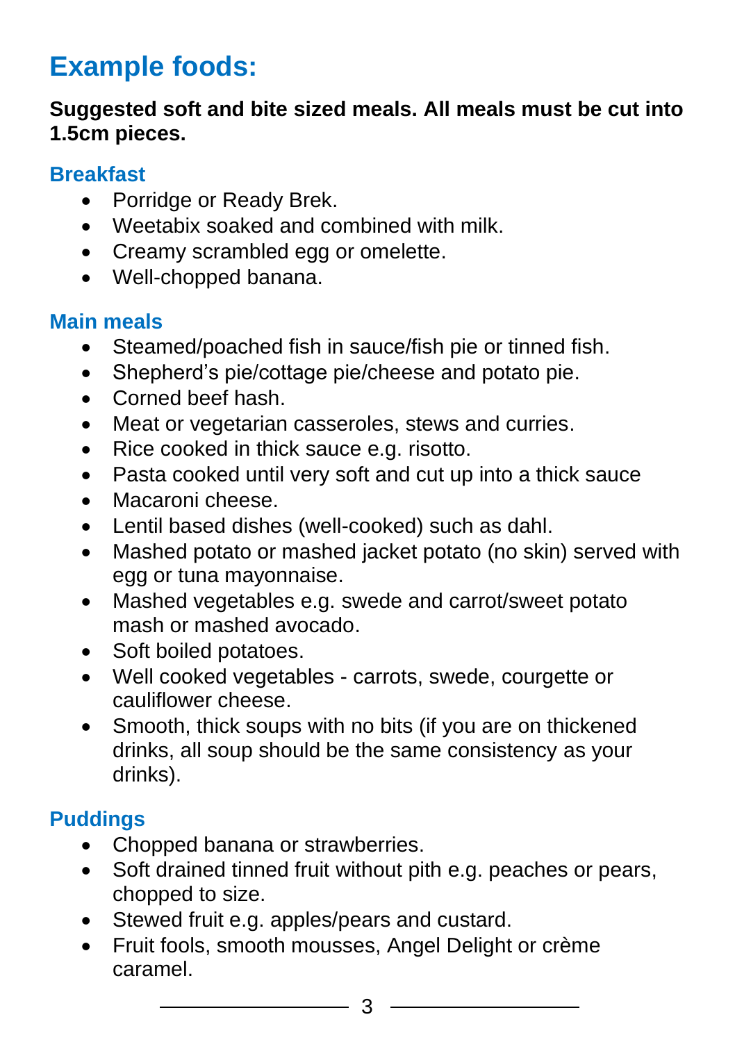# Example foods:

**Suggested soft and bite sized meals. All meals must be cut into 1.5cm pieces.**

## Breakfast

- Porridge or Ready Brek.
- Weetabix soaked and combined with milk.
- Creamy scrambled egg or omelette.
- Well-chopped banana.

## Main meals

- Steamed/poached fish in sauce/fish pie or tinned fish.
- Shepherd's pie/cottage pie/cheese and potato pie.
- Corned beef hash.
- Meat or vegetarian casseroles, stews and curries.
- Rice cooked in thick sauce e.g. risotto.
- Pasta cooked until very soft and cut up into a thick sauce
- Macaroni cheese.
- Lentil based dishes (well-cooked) such as dahl.
- Mashed potato or mashed jacket potato (no skin) served with egg or tuna mayonnaise.
- Mashed vegetables e.g. swede and carrot/sweet potato mash or mashed avocado.
- Soft boiled potatoes.
- Well cooked vegetables - carrots, swede, courgette or cauliflower cheese.
- Smooth, thick soups with no bits (if you are on thickened drinks, all soup should be the same consistency as your drinks).

## Puddings

- Chopped banana or strawberries.
- Soft drained tinned fruit without pith e.g. peaches or pears, chopped to size.
- Stewed fruit e.g. apples/pears and custard.
- Fruit fools, smooth mousses, Angel Delight or crème caramel.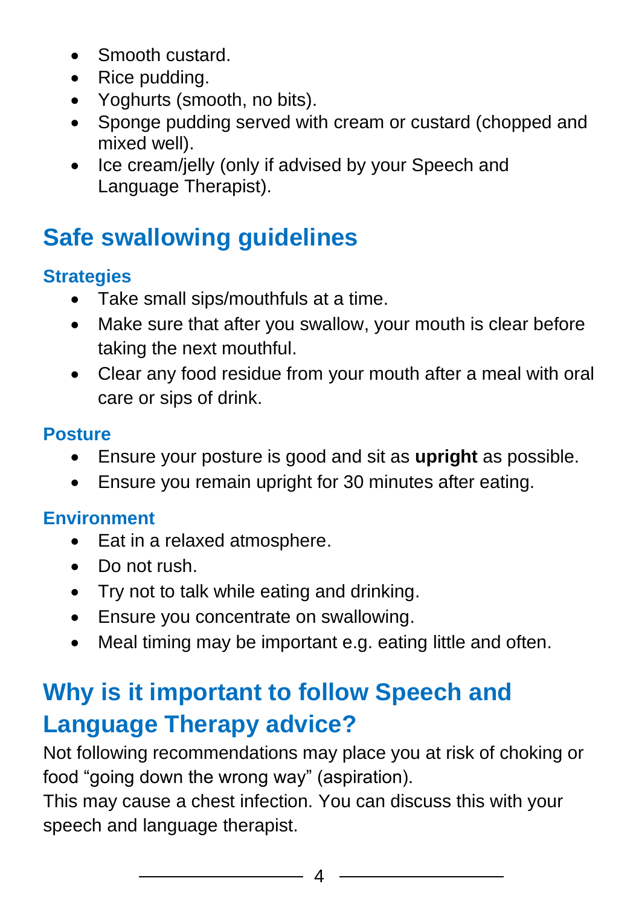- Smooth custard.
- Rice pudding.
- Yoghurts (smooth, no bits).
- Sponge pudding served with cream or custard (chopped and mixed well).
- Ice cream/jelly (only if advised by your Speech and Language Therapist).

## Safe swallowing guidelines

### Strategies

- Take small sips/mouthfuls at a time.
- Make sure that after you swallow, your mouth is clear before taking the next mouthful.
- Clear any food residue from your mouth after a meal with oral care or sips of drink.

### Posture

- Ensure your posture is good and sit as **upright** as possible.
- Ensure you remain upright for 30 minutes after eating.

### Environment

- Eat in a relaxed atmosphere.
- Do not rush.
- Try not to talk while eating and drinking.
- Ensure you concentrate on swallowing.
- Meal timing may be important e.g. eating little and often.

## Why is it important to follow Speech and Language Therapy advice?

Not following recommendations may place you at risk of choking or food "going down the wrong way" (aspiration).
This may cause a chest infection. You can discuss this with your speech and language therapist.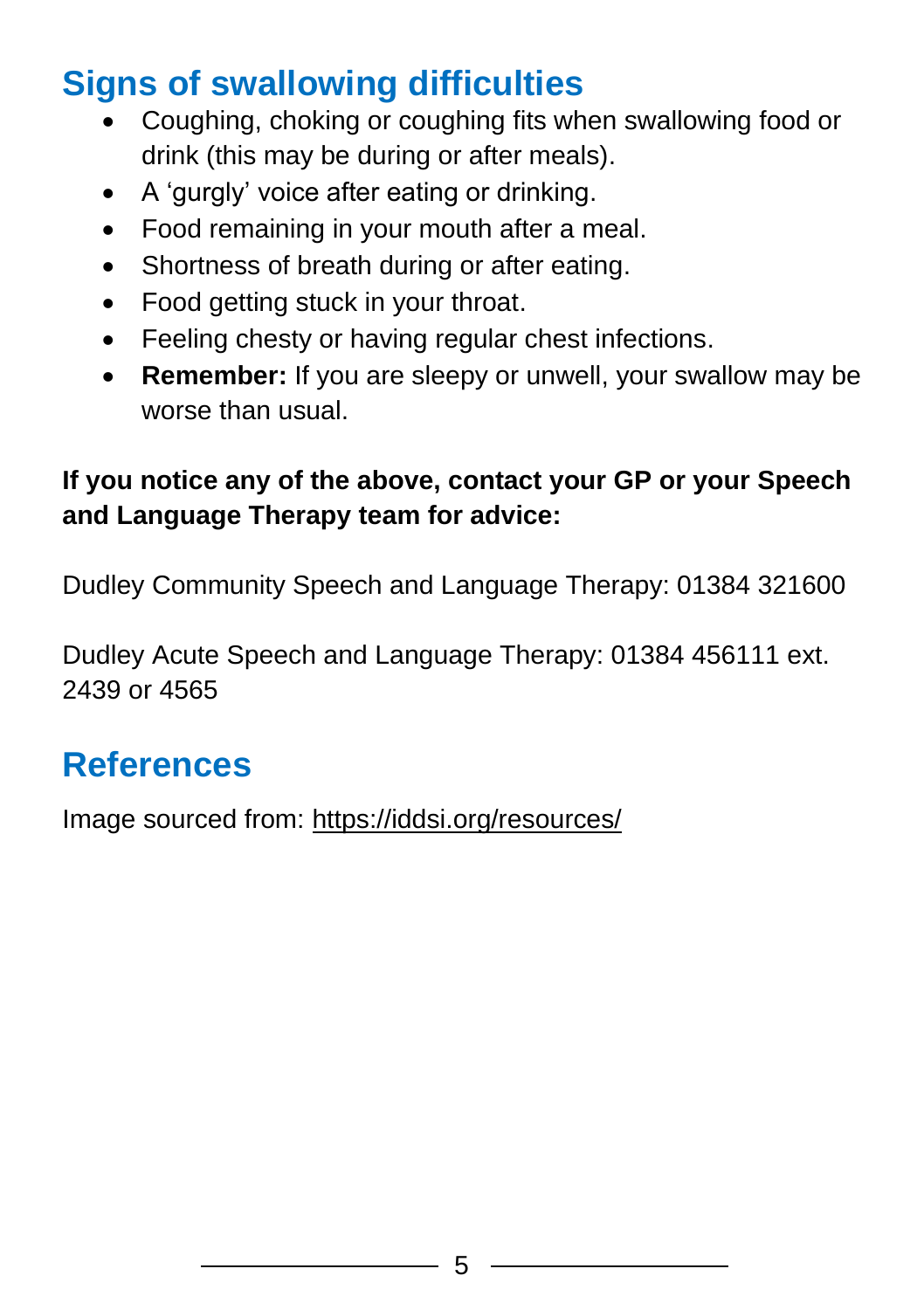## Signs of swallowing difficulties

- Coughing, choking or coughing fits when swallowing food or drink (this may be during or after meals).
- A 'gurgly' voice after eating or drinking.
- Food remaining in your mouth after a meal.
- Shortness of breath during or after eating.
- Food getting stuck in your throat.
- Feeling chesty or having regular chest infections.
- **Remember:** If you are sleepy or unwell, your swallow may be worse than usual.

**If you notice any of the above, contact your GP or your Speech and Language Therapy team for advice:**

Dudley Community Speech and Language Therapy: 01384 321600

Dudley Acute Speech and Language Therapy: 01384 456111 ext. 2439 or 4565

## References

Image sourced from: https://iddsi.org/resources/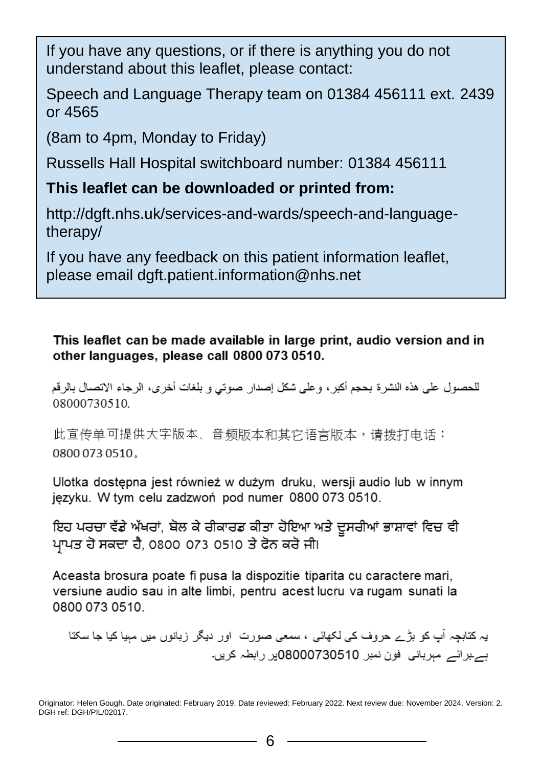If you have any questions, or if there is anything you do not understand about this leaflet, please contact:

Speech and Language Therapy team on 01384 456111 ext. 2439 or 4565

(8am to 4pm, Monday to Friday)

Russells Hall Hospital switchboard number: 01384 456111

**This leaflet can be downloaded or printed from:**

http://dgft.nhs.uk/services-and-wards/speech-and-language-therapy/

If you have any feedback on this patient information leaflet, please email dgft.patient.information@nhs.net

**This leaflet can be made available in large print, audio version and in other languages, please call 0800 073 0510.**

للحصول على هذه النشرة بحجم أكبر، وعلى شكل إصدار صوتي و بلغات أخرى، الرجاء الاتصال بالرقم 08000730510.

此宣传单可提供大字版本、音频版本和其它语言版本，请拨打电话：0800 073 0510。

Ulotka dostępna jest również w dużym druku, wersji audio lub w innym języku. W tym celu zadzwoń pod numer 0800 073 0510.

ਇਹ ਪਰਚਾ ਵੱਡੇ ਅੱਖਰਾਂ, ਬੋਲ ਕੇ ਰੀਕਾਰਡ ਕੀਤਾ ਹੋਇਆ ਅਤੇ ਦੂਸਰੀਆਂ ਭਾਸ਼ਾਵਾਂ ਵਿਚ ਵੀ ਪ੍ਰਾਪਤ ਹੋ ਸਕਦਾ ਹੈ, 0800 073 0510 ਤੇ ਫੋਨ ਕਰੋ ਜੀ।

Aceasta brosura poate fi pusa la dispozitie tiparita cu caractere mari, versiune audio sau in alte limbi, pentru acest lucru va rugam sunati la 0800 073 0510.

یہ کتابچہ آپ کو بڑے حروف کی لکھائی ، سمعی صورت اور دیگر زبانوں میں مہیا کیا جا سکتا ہے۔برائے مہربانی فون نمبر 08000730510پر رابطہ کریں۔

Originator: Helen Gough. Date originated: February 2019. Date reviewed: February 2022. Next review due: November 2024. Version: 2. DGH ref: DGH/PIL/02017.